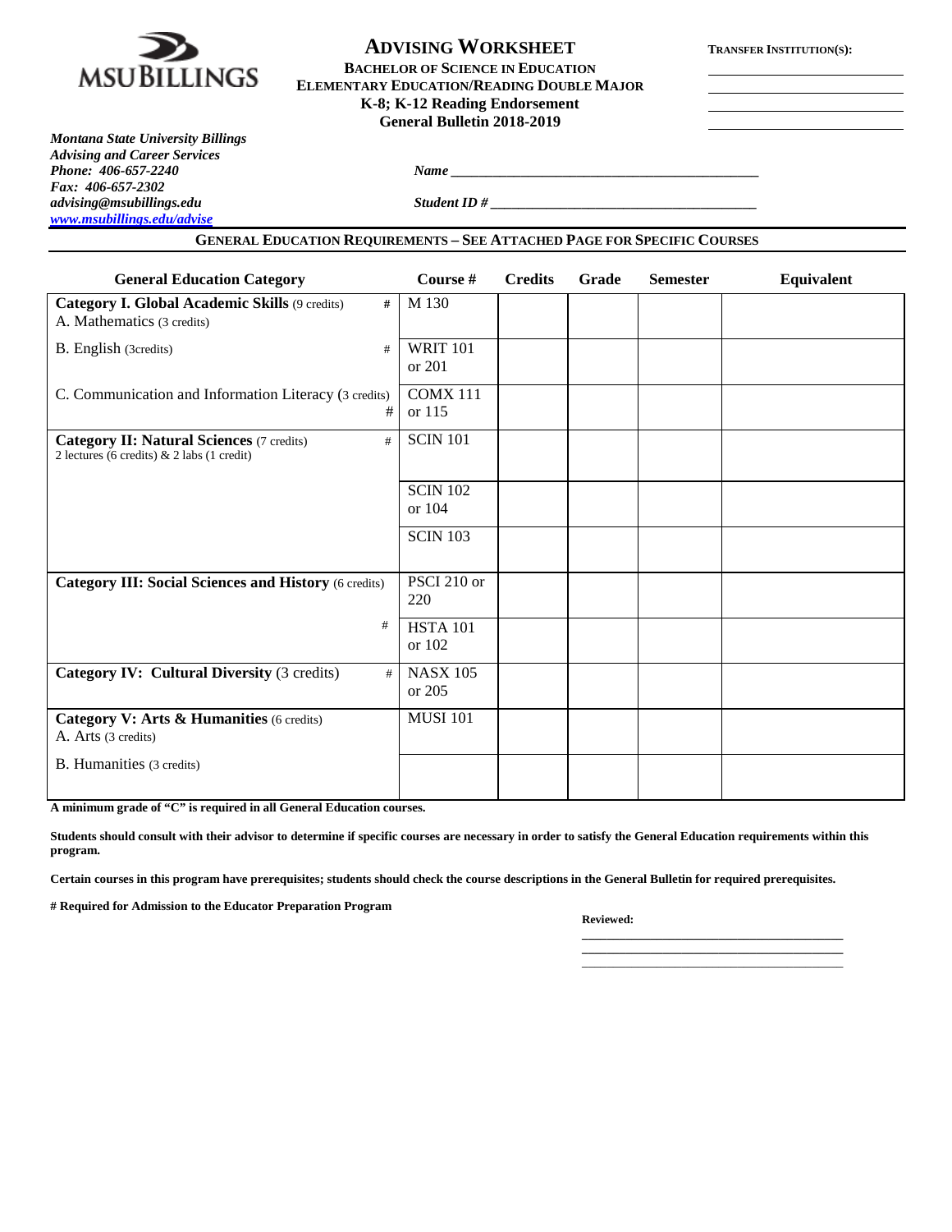MSU BILLINGS

# ADVISING WORKSHEET

**BACHELOR OF SCIENCE IN EDUCATION**
**ELEMENTARY EDUCATION/READING DOUBLE MAJOR**
**K-8; K-12 Reading Endorsement**
**General Bulletin 2018-2019**

**TRANSFER INSTITUTION(S):**

\_\_\_\_\_\_\_\_\_\_\_\_\_\_\_\_\_\_\_\_\_\_\_\_

\_\_\_\_\_\_\_\_\_\_\_\_\_\_\_\_\_\_\_\_\_\_\_\_

\_\_\_\_\_\_\_\_\_\_\_\_\_\_\_\_\_\_\_\_\_\_\_\_

\_\_\_\_\_\_\_\_\_\_\_\_\_\_\_\_\_\_\_\_\_\_\_\_

***Montana State University Billings***
***Advising and Career Services***
***Phone: 406-657-2240***
***Fax: 406-657-2302***
***advising@msubillings.edu***
***www.msubillings.edu/advise***

***Name*** \_\_\_\_\_\_\_\_\_\_\_\_\_\_\_\_\_\_\_\_\_\_\_\_\_\_\_\_\_\_\_\_\_\_\_\_\_\_\_\_\_\_\_\_

***Student ID #*** \_\_\_\_\_\_\_\_\_\_\_\_\_\_\_\_\_\_\_\_\_\_\_\_\_\_\_\_\_\_\_\_\_\_\_\_\_\_\_

## GENERAL EDUCATION REQUIREMENTS – SEE ATTACHED PAGE FOR SPECIFIC COURSES

| General Education Category | Course # | Credits | Grade | Semester | Equivalent |
|---|---|---|---|---|---|
| **Category I. Global Academic Skills** (9 credits) # <br> A. Mathematics (3 credits) | M 130 | | | | |
| B. English (3credits) # | WRIT 101 or 201 | | | | |
| C. Communication and Information Literacy (3 credits) # | COMX 111 or 115 | | | | |
| **Category II: Natural Sciences** (7 credits) # <br> 2 lectures (6 credits) & 2 labs (1 credit) | SCIN 101 | | | | |
| | SCIN 102 or 104 | | | | |
| | SCIN 103 | | | | |
| **Category III: Social Sciences and History** (6 credits) | PSCI 210 or 220 | | | | |
| # | HSTA 101 or 102 | | | | |
| **Category IV: Cultural Diversity** (3 credits) # | NASX 105 or 205 | | | | |
| **Category V: Arts & Humanities** (6 credits) <br> A. Arts (3 credits) | MUSI 101 | | | | |
| B. Humanities (3 credits) | | | | | |

**A minimum grade of "C" is required in all General Education courses.**

**Students should consult with their advisor to determine if specific courses are necessary in order to satisfy the General Education requirements within this program.**

**Certain courses in this program have prerequisites; students should check the course descriptions in the General Bulletin for required prerequisites.**

**# Required for Admission to the Educator Preparation Program**

**Reviewed:**

\_\_\_\_\_\_\_\_\_\_\_\_\_\_\_\_\_\_\_\_\_\_\_\_\_\_\_\_\_\_\_\_\_\_\_\_\_\_\_\_

\_\_\_\_\_\_\_\_\_\_\_\_\_\_\_\_\_\_\_\_\_\_\_\_\_\_\_\_\_\_\_\_\_\_\_\_\_\_\_\_

\_\_\_\_\_\_\_\_\_\_\_\_\_\_\_\_\_\_\_\_\_\_\_\_\_\_\_\_\_\_\_\_\_\_\_\_\_\_\_\_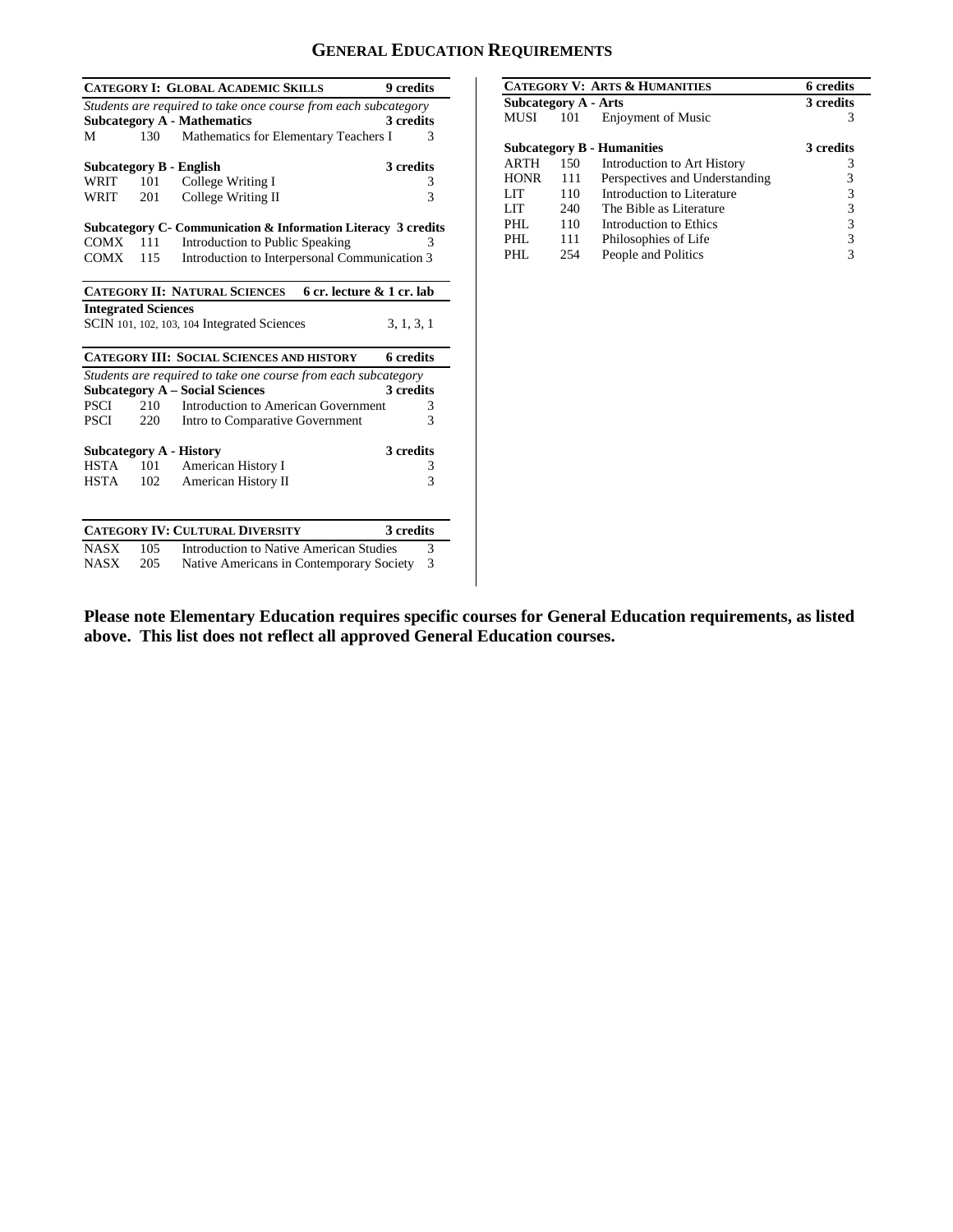# General Education Requirements

| **Category I: Global Academic Skills** | | | **9 credits** |
|---|---|---|---|
| *Students are required to take once course from each subcategory* | | | |
| **Subcategory A - Mathematics** | | | **3 credits** |
| M | 130 | Mathematics for Elementary Teachers I | 3 |
| **Subcategory B - English** | | | **3 credits** |
| WRIT | 101 | College Writing I | 3 |
| WRIT | 201 | College Writing II | 3 |
| **Subcategory C- Communication & Information Literacy** | | | **3 credits** |
| COMX | 111 | Introduction to Public Speaking | 3 |
| COMX | 115 | Introduction to Interpersonal Communication | 3 |

| **Category II: Natural Sciences** | **6 cr. lecture & 1 cr. lab** |
|---|---|
| **Integrated Sciences** | |
| SCIN 101, 102, 103, 104 Integrated Sciences | 3, 1, 3, 1 |

| **Category III: Social Sciences and History** | | | **6 credits** |
|---|---|---|---|
| *Students are required to take one course from each subcategory* | | | |
| **Subcategory A – Social Sciences** | | | **3 credits** |
| PSCI | 210 | Introduction to American Government | 3 |
| PSCI | 220 | Intro to Comparative Government | 3 |
| **Subcategory A - History** | | | **3 credits** |
| HSTA | 101 | American History I | 3 |
| HSTA | 102 | American History II | 3 |

| **Category IV: Cultural Diversity** | | | **3 credits** |
|---|---|---|---|
| NASX | 105 | Introduction to Native American Studies | 3 |
| NASX | 205 | Native Americans in Contemporary Society | 3 |

| **Category V: Arts & Humanities** | | | **6 credits** |
|---|---|---|---|
| **Subcategory A - Arts** | | | **3 credits** |
| MUSI | 101 | Enjoyment of Music | 3 |
| **Subcategory B - Humanities** | | | **3 credits** |
| ARTH | 150 | Introduction to Art History | 3 |
| HONR | 111 | Perspectives and Understanding | 3 |
| LIT | 110 | Introduction to Literature | 3 |
| LIT | 240 | The Bible as Literature | 3 |
| PHL | 110 | Introduction to Ethics | 3 |
| PHL | 111 | Philosophies of Life | 3 |
| PHL | 254 | People and Politics | 3 |

**Please note Elementary Education requires specific courses for General Education requirements, as listed above. This list does not reflect all approved General Education courses.**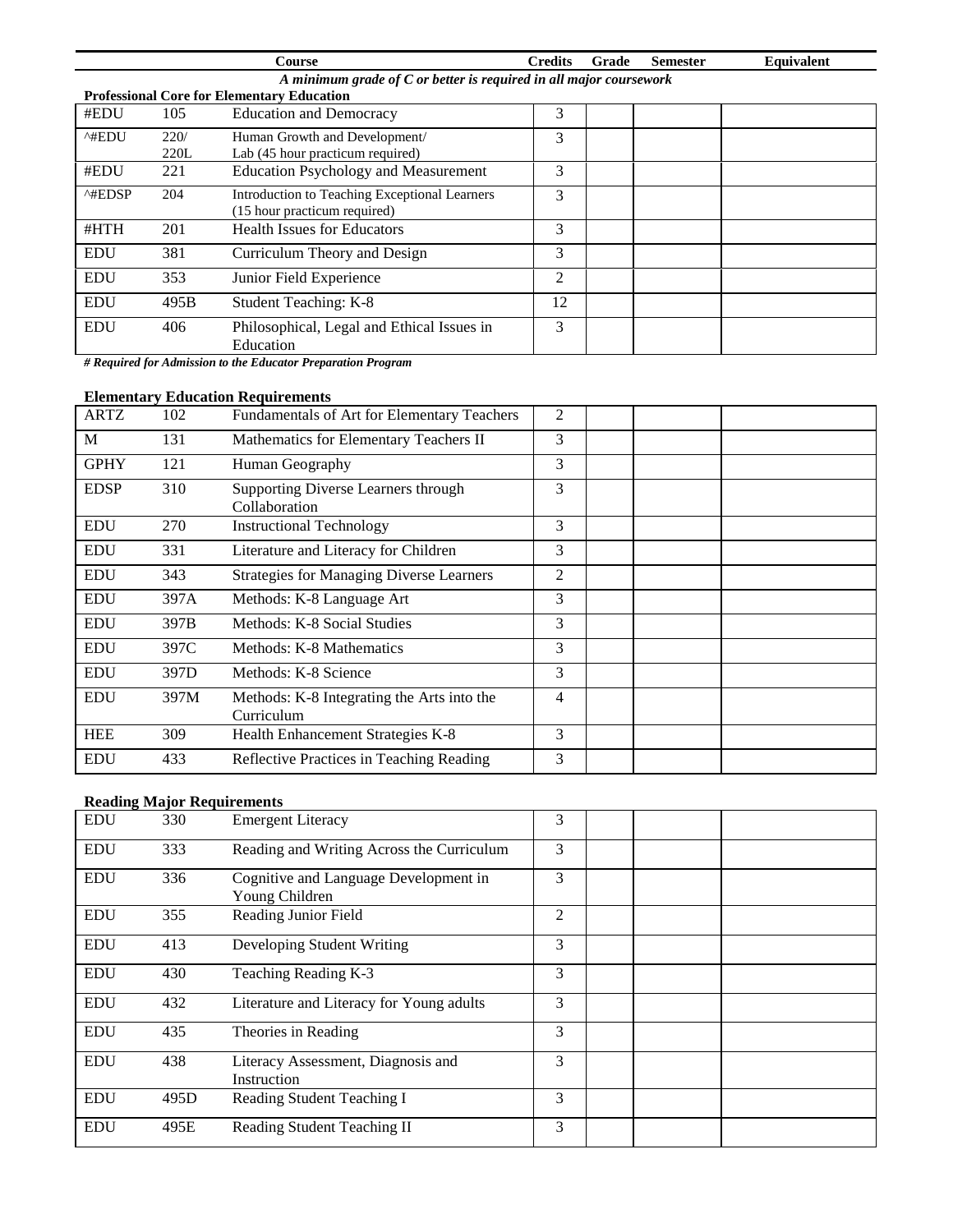| Course | | | Credits | Grade | Semester | Equivalent |
|---|---|---|---|---|---|---|

***A minimum grade of C or better is required in all major coursework***

**Professional Core for Elementary Education**

| | | Course | Credits | Grade | Semester | Equivalent |
|---|---|---|---|---|---|---|
| #EDU | 105 | Education and Democracy | 3 | | | |
| ^#EDU | 220/ 220L | Human Growth and Development/ Lab (45 hour practicum required) | 3 | | | |
| #EDU | 221 | Education Psychology and Measurement | 3 | | | |
| ^#EDSP | 204 | Introduction to Teaching Exceptional Learners (15 hour practicum required) | 3 | | | |
| #HTH | 201 | Health Issues for Educators | 3 | | | |
| EDU | 381 | Curriculum Theory and Design | 3 | | | |
| EDU | 353 | Junior Field Experience | 2 | | | |
| EDU | 495B | Student Teaching: K-8 | 12 | | | |
| EDU | 406 | Philosophical, Legal and Ethical Issues in Education | 3 | | | |

***# Required for Admission to the Educator Preparation Program***

**Elementary Education Requirements**

| | | Course | Credits | Grade | Semester | Equivalent |
|---|---|---|---|---|---|---|
| ARTZ | 102 | Fundamentals of Art for Elementary Teachers | 2 | | | |
| M | 131 | Mathematics for Elementary Teachers II | 3 | | | |
| GPHY | 121 | Human Geography | 3 | | | |
| EDSP | 310 | Supporting Diverse Learners through Collaboration | 3 | | | |
| EDU | 270 | Instructional Technology | 3 | | | |
| EDU | 331 | Literature and Literacy for Children | 3 | | | |
| EDU | 343 | Strategies for Managing Diverse Learners | 2 | | | |
| EDU | 397A | Methods: K-8 Language Art | 3 | | | |
| EDU | 397B | Methods: K-8 Social Studies | 3 | | | |
| EDU | 397C | Methods: K-8 Mathematics | 3 | | | |
| EDU | 397D | Methods: K-8 Science | 3 | | | |
| EDU | 397M | Methods: K-8 Integrating the Arts into the Curriculum | 4 | | | |
| HEE | 309 | Health Enhancement Strategies K-8 | 3 | | | |
| EDU | 433 | Reflective Practices in Teaching Reading | 3 | | | |

**Reading Major Requirements**

| | | Course | Credits | Grade | Semester | Equivalent |
|---|---|---|---|---|---|---|
| EDU | 330 | Emergent Literacy | 3 | | | |
| EDU | 333 | Reading and Writing Across the Curriculum | 3 | | | |
| EDU | 336 | Cognitive and Language Development in Young Children | 3 | | | |
| EDU | 355 | Reading Junior Field | 2 | | | |
| EDU | 413 | Developing Student Writing | 3 | | | |
| EDU | 430 | Teaching Reading K-3 | 3 | | | |
| EDU | 432 | Literature and Literacy for Young adults | 3 | | | |
| EDU | 435 | Theories in Reading | 3 | | | |
| EDU | 438 | Literacy Assessment, Diagnosis and Instruction | 3 | | | |
| EDU | 495D | Reading Student Teaching I | 3 | | | |
| EDU | 495E | Reading Student Teaching II | 3 | | | |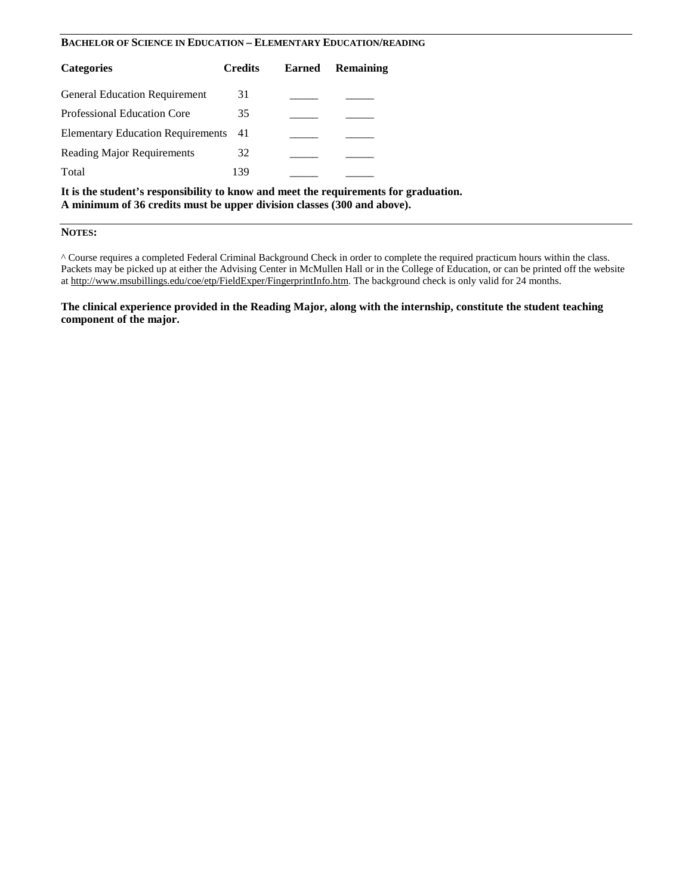**BACHELOR OF SCIENCE IN EDUCATION – ELEMENTARY EDUCATION/READING**

| Categories | Credits | Earned | Remaining |
| --- | --- | --- | --- |
| General Education Requirement | 31 | _____ | _____ |
| Professional Education Core | 35 | _____ | _____ |
| Elementary Education Requirements | 41 | _____ | _____ |
| Reading Major Requirements | 32 | _____ | _____ |
| Total | 139 | _____ | _____ |

**It is the student's responsibility to know and meet the requirements for graduation.**
**A minimum of 36 credits must be upper division classes (300 and above).**

**NOTES:**

^ Course requires a completed Federal Criminal Background Check in order to complete the required practicum hours within the class. Packets may be picked up at either the Advising Center in McMullen Hall or in the College of Education, or can be printed off the website at http://www.msubillings.edu/coe/etp/FieldExper/FingerprintInfo.htm. The background check is only valid for 24 months.

**The clinical experience provided in the Reading Major, along with the internship, constitute the student teaching component of the major.**